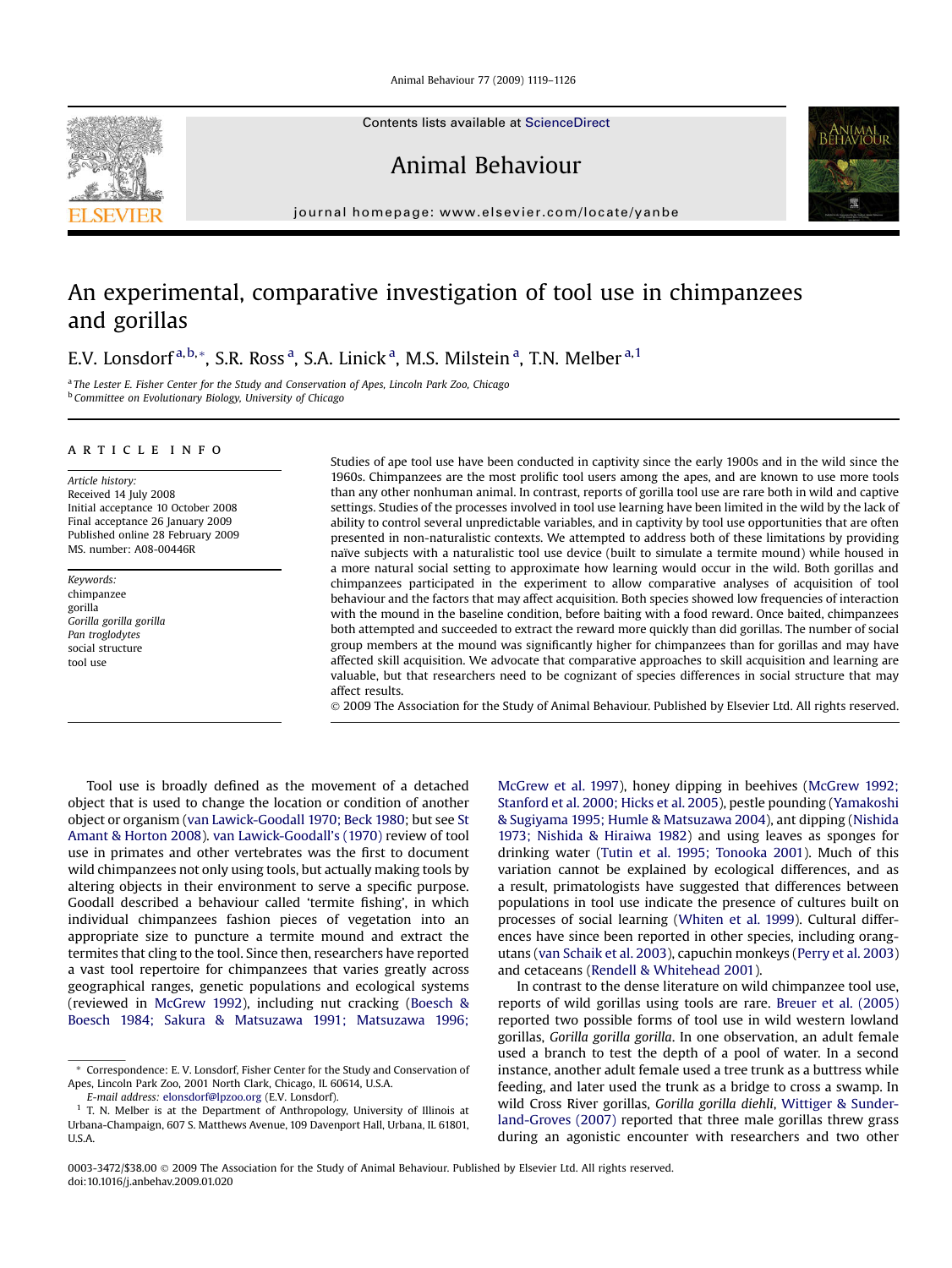Contents lists available at ScienceDirect

Animal Behaviour

journal homepage: www.elsevier.com/locate/yanbe

# An experimental, comparative investigation of tool use in chimpanzees and gorillas

E.V. Lonsdorf [a,b,*], S.R. Ross [a], S.A. Linick [a], M.S. Milstein [a], T.N. Melber [a,1]

[a] The Lester E. Fisher Center for the Study and Conservation of Apes, Lincoln Park Zoo, Chicago
[b] Committee on Evolutionary Biology, University of Chicago

## ARTICLE INFO

*Article history:*
Received 14 July 2008
Initial acceptance 10 October 2008
Final acceptance 26 January 2009
Published online 28 February 2009
MS. number: A08-00446R

*Keywords:*
chimpanzee
gorilla
*Gorilla gorilla gorilla*
*Pan troglodytes*
social structure
tool use

Studies of ape tool use have been conducted in captivity since the early 1900s and in the wild since the 1960s. Chimpanzees are the most prolific tool users among the apes, and are known to use more tools than any other nonhuman animal. In contrast, reports of gorilla tool use are rare both in wild and captive settings. Studies of the processes involved in tool use learning have been limited in the wild by the lack of ability to control several unpredictable variables, and in captivity by tool use opportunities that are often presented in non-naturalistic contexts. We attempted to address both of these limitations by providing naïve subjects with a naturalistic tool use device (built to simulate a termite mound) while housed in a more natural social setting to approximate how learning would occur in the wild. Both gorillas and chimpanzees participated in the experiment to allow comparative analyses of acquisition of tool behaviour and the factors that may affect acquisition. Both species showed low frequencies of interaction with the mound in the baseline condition, before baiting with a food reward. Once baited, chimpanzees both attempted and succeeded to extract the reward more quickly than did gorillas. The number of social group members at the mound was significantly higher for chimpanzees than for gorillas and may have affected skill acquisition. We advocate that comparative approaches to skill acquisition and learning are valuable, but that researchers need to be cognizant of species differences in social structure that may affect results.

© 2009 The Association for the Study of Animal Behaviour. Published by Elsevier Ltd. All rights reserved.

Tool use is broadly defined as the movement of a detached object that is used to change the location or condition of another object or organism (van Lawick-Goodall 1970; Beck 1980; but see St Amant & Horton 2008). van Lawick-Goodall's (1970) review of tool use in primates and other vertebrates was the first to document wild chimpanzees not only using tools, but actually making tools by altering objects in their environment to serve a specific purpose. Goodall described a behaviour called 'termite fishing', in which individual chimpanzees fashion pieces of vegetation into an appropriate size to puncture a termite mound and extract the termites that cling to the tool. Since then, researchers have reported a vast tool repertoire for chimpanzees that varies greatly across geographical ranges, genetic populations and ecological systems (reviewed in McGrew 1992), including nut cracking (Boesch & Boesch 1984; Sakura & Matsuzawa 1991; Matsuzawa 1996; McGrew et al. 1997), honey dipping in beehives (McGrew 1992; Stanford et al. 2000; Hicks et al. 2005), pestle pounding (Yamakoshi & Sugiyama 1995; Humle & Matsuzawa 2004), ant dipping (Nishida 1973; Nishida & Hiraiwa 1982) and using leaves as sponges for drinking water (Tutin et al. 1995; Tonooka 2001). Much of this variation cannot be explained by ecological differences, and as a result, primatologists have suggested that differences between populations in tool use indicate the presence of cultures built on processes of social learning (Whiten et al. 1999). Cultural differences have since been reported in other species, including orangutans (van Schaik et al. 2003), capuchin monkeys (Perry et al. 2003) and cetaceans (Rendell & Whitehead 2001).

In contrast to the dense literature on wild chimpanzee tool use, reports of wild gorillas using tools are rare. Breuer et al. (2005) reported two possible forms of tool use in wild western lowland gorillas, *Gorilla gorilla gorilla*. In one observation, an adult female used a branch to test the depth of a pool of water. In a second instance, another adult female used a tree trunk as a buttress while feeding, and later used the trunk as a bridge to cross a swamp. In wild Cross River gorillas, *Gorilla gorilla diehli*, Wittiger & Sunderland-Groves (2007) reported that three male gorillas threw grass during an agonistic encounter with researchers and two other

* Correspondence: E. V. Lonsdorf, Fisher Center for the Study and Conservation of Apes, Lincoln Park Zoo, 2001 North Clark, Chicago, IL 60614, U.S.A.
*E-mail address:* elonsdorf@lpzoo.org (E.V. Lonsdorf).

[1] T. N. Melber is at the Department of Anthropology, University of Illinois at Urbana-Champaign, 607 S. Matthews Avenue, 109 Davenport Hall, Urbana, IL 61801, U.S.A.

0003-3472/$38.00 © 2009 The Association for the Study of Animal Behaviour. Published by Elsevier Ltd. All rights reserved.
doi:10.1016/j.anbehav.2009.01.020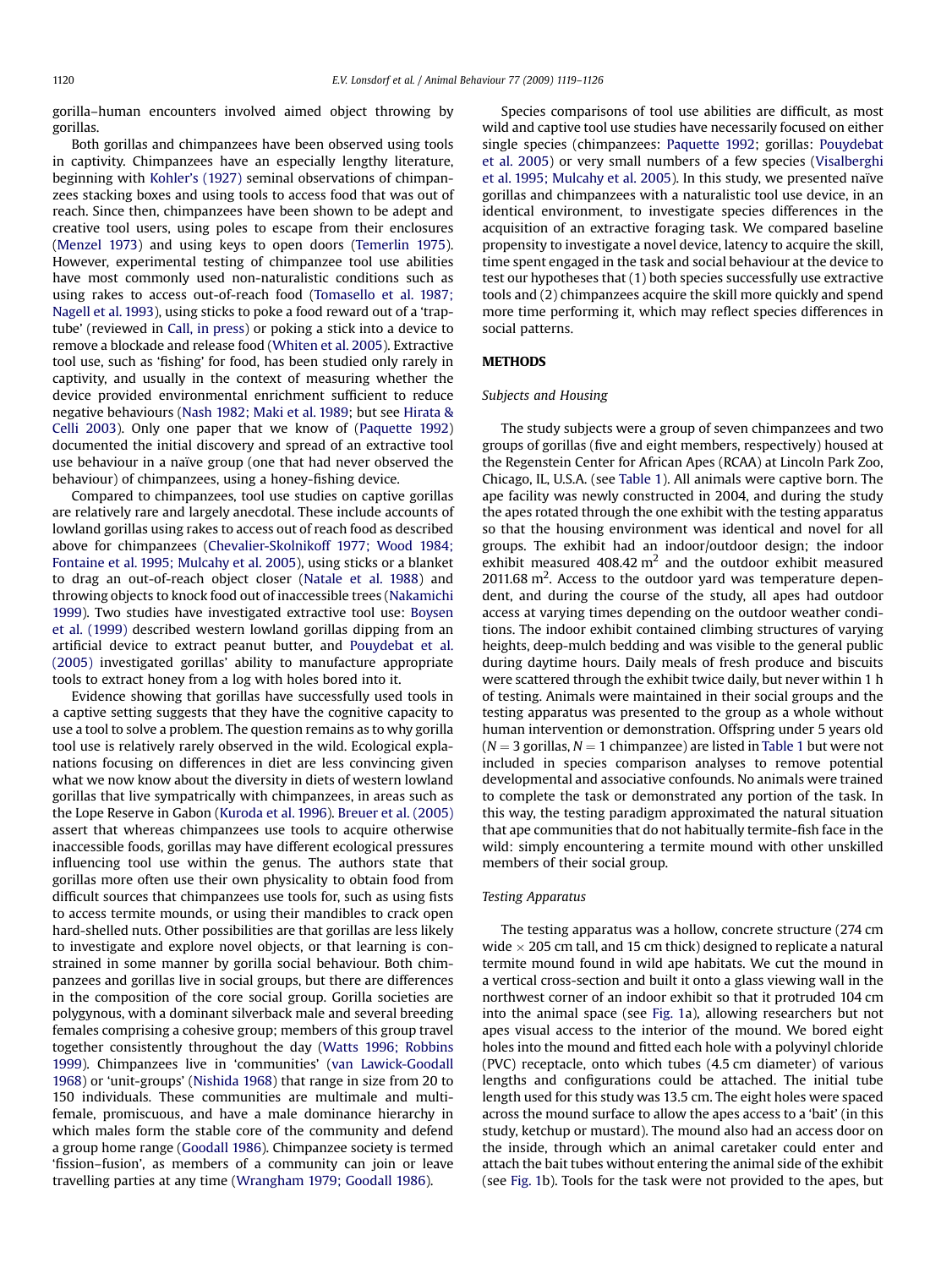gorilla–human encounters involved aimed object throwing by gorillas.

Both gorillas and chimpanzees have been observed using tools in captivity. Chimpanzees have an especially lengthy literature, beginning with Kohler's (1927) seminal observations of chimpanzees stacking boxes and using tools to access food that was out of reach. Since then, chimpanzees have been shown to be adept and creative tool users, using poles to escape from their enclosures (Menzel 1973) and using keys to open doors (Temerlin 1975). However, experimental testing of chimpanzee tool use abilities have most commonly used non-naturalistic conditions such as using rakes to access out-of-reach food (Tomasello et al. 1987; Nagell et al. 1993), using sticks to poke a food reward out of a 'trap-tube' (reviewed in Call, in press) or poking a stick into a device to remove a blockade and release food (Whiten et al. 2005). Extractive tool use, such as 'fishing' for food, has been studied only rarely in captivity, and usually in the context of measuring whether the device provided environmental enrichment sufficient to reduce negative behaviours (Nash 1982; Maki et al. 1989; but see Hirata & Celli 2003). Only one paper that we know of (Paquette 1992) documented the initial discovery and spread of an extractive tool use behaviour in a naïve group (one that had never observed the behaviour) of chimpanzees, using a honey-fishing device.

Compared to chimpanzees, tool use studies on captive gorillas are relatively rare and largely anecdotal. These include accounts of lowland gorillas using rakes to access out of reach food as described above for chimpanzees (Chevalier-Skolnikoff 1977; Wood 1984; Fontaine et al. 1995; Mulcahy et al. 2005), using sticks or a blanket to drag an out-of-reach object closer (Natale et al. 1988) and throwing objects to knock food out of inaccessible trees (Nakamichi 1999). Two studies have investigated extractive tool use: Boysen et al. (1999) described western lowland gorillas dipping from an artificial device to extract peanut butter, and Pouydebat et al. (2005) investigated gorillas' ability to manufacture appropriate tools to extract honey from a log with holes bored into it.

Evidence showing that gorillas have successfully used tools in a captive setting suggests that they have the cognitive capacity to use a tool to solve a problem. The question remains as to why gorilla tool use is relatively rarely observed in the wild. Ecological explanations focusing on differences in diet are less convincing given what we now know about the diversity in diets of western lowland gorillas that live sympatrically with chimpanzees, in areas such as the Lope Reserve in Gabon (Kuroda et al. 1996). Breuer et al. (2005) assert that whereas chimpanzees use tools to acquire otherwise inaccessible foods, gorillas may have different ecological pressures influencing tool use within the genus. The authors state that gorillas more often use their own physicality to obtain food from difficult sources that chimpanzees use tools for, such as using fists to access termite mounds, or using their mandibles to crack open hard-shelled nuts. Other possibilities are that gorillas are less likely to investigate and explore novel objects, or that learning is constrained in some manner by gorilla social behaviour. Both chimpanzees and gorillas live in social groups, but there are differences in the composition of the core social group. Gorilla societies are polygynous, with a dominant silverback male and several breeding females comprising a cohesive group; members of this group travel together consistently throughout the day (Watts 1996; Robbins 1999). Chimpanzees live in 'communities' (van Lawick-Goodall 1968) or 'unit-groups' (Nishida 1968) that range in size from 20 to 150 individuals. These communities are multimale and multifemale, promiscuous, and have a male dominance hierarchy in which males form the stable core of the community and defend a group home range (Goodall 1986). Chimpanzee society is termed 'fission–fusion', as members of a community can join or leave travelling parties at any time (Wrangham 1979; Goodall 1986).

Species comparisons of tool use abilities are difficult, as most wild and captive tool use studies have necessarily focused on either single species (chimpanzees: Paquette 1992; gorillas: Pouydebat et al. 2005) or very small numbers of a few species (Visalberghi et al. 1995; Mulcahy et al. 2005). In this study, we presented naïve gorillas and chimpanzees with a naturalistic tool use device, in an identical environment, to investigate species differences in the acquisition of an extractive foraging task. We compared baseline propensity to investigate a novel device, latency to acquire the skill, time spent engaged in the task and social behaviour at the device to test our hypotheses that (1) both species successfully use extractive tools and (2) chimpanzees acquire the skill more quickly and spend more time performing it, which may reflect species differences in social patterns.

## METHODS

### *Subjects and Housing*

The study subjects were a group of seven chimpanzees and two groups of gorillas (five and eight members, respectively) housed at the Regenstein Center for African Apes (RCAA) at Lincoln Park Zoo, Chicago, IL, U.S.A. (see Table 1). All animals were captive born. The ape facility was newly constructed in 2004, and during the study the apes rotated through the one exhibit with the testing apparatus so that the housing environment was identical and novel for all groups. The exhibit had an indoor/outdoor design; the indoor exhibit measured 408.42 $m^2$ and the outdoor exhibit measured 2011.68 $m^2$. Access to the outdoor yard was temperature dependent, and during the course of the study, all apes had outdoor access at varying times depending on the outdoor weather conditions. The indoor exhibit contained climbing structures of varying heights, deep-mulch bedding and was visible to the general public during daytime hours. Daily meals of fresh produce and biscuits were scattered through the exhibit twice daily, but never within 1 h of testing. Animals were maintained in their social groups and the testing apparatus was presented to the group as a whole without human intervention or demonstration. Offspring under 5 years old ($N = 3$ gorillas, $N = 1$ chimpanzee) are listed in Table 1 but were not included in species comparison analyses to remove potential developmental and associative confounds. No animals were trained to complete the task or demonstrated any portion of the task. In this way, the testing paradigm approximated the natural situation that ape communities that do not habitually termite-fish face in the wild: simply encountering a termite mound with other unskilled members of their social group.

### *Testing Apparatus*

The testing apparatus was a hollow, concrete structure (274 cm wide × 205 cm tall, and 15 cm thick) designed to replicate a natural termite mound found in wild ape habitats. We cut the mound in a vertical cross-section and built it onto a glass viewing wall in the northwest corner of an indoor exhibit so that it protruded 104 cm into the animal space (see Fig. 1a), allowing researchers but not apes visual access to the interior of the mound. We bored eight holes into the mound and fitted each hole with a polyvinyl chloride (PVC) receptacle, onto which tubes (4.5 cm diameter) of various lengths and configurations could be attached. The initial tube length used for this study was 13.5 cm. The eight holes were spaced across the mound surface to allow the apes access to a 'bait' (in this study, ketchup or mustard). The mound also had an access door on the inside, through which an animal caretaker could enter and attach the bait tubes without entering the animal side of the exhibit (see Fig. 1b). Tools for the task were not provided to the apes, but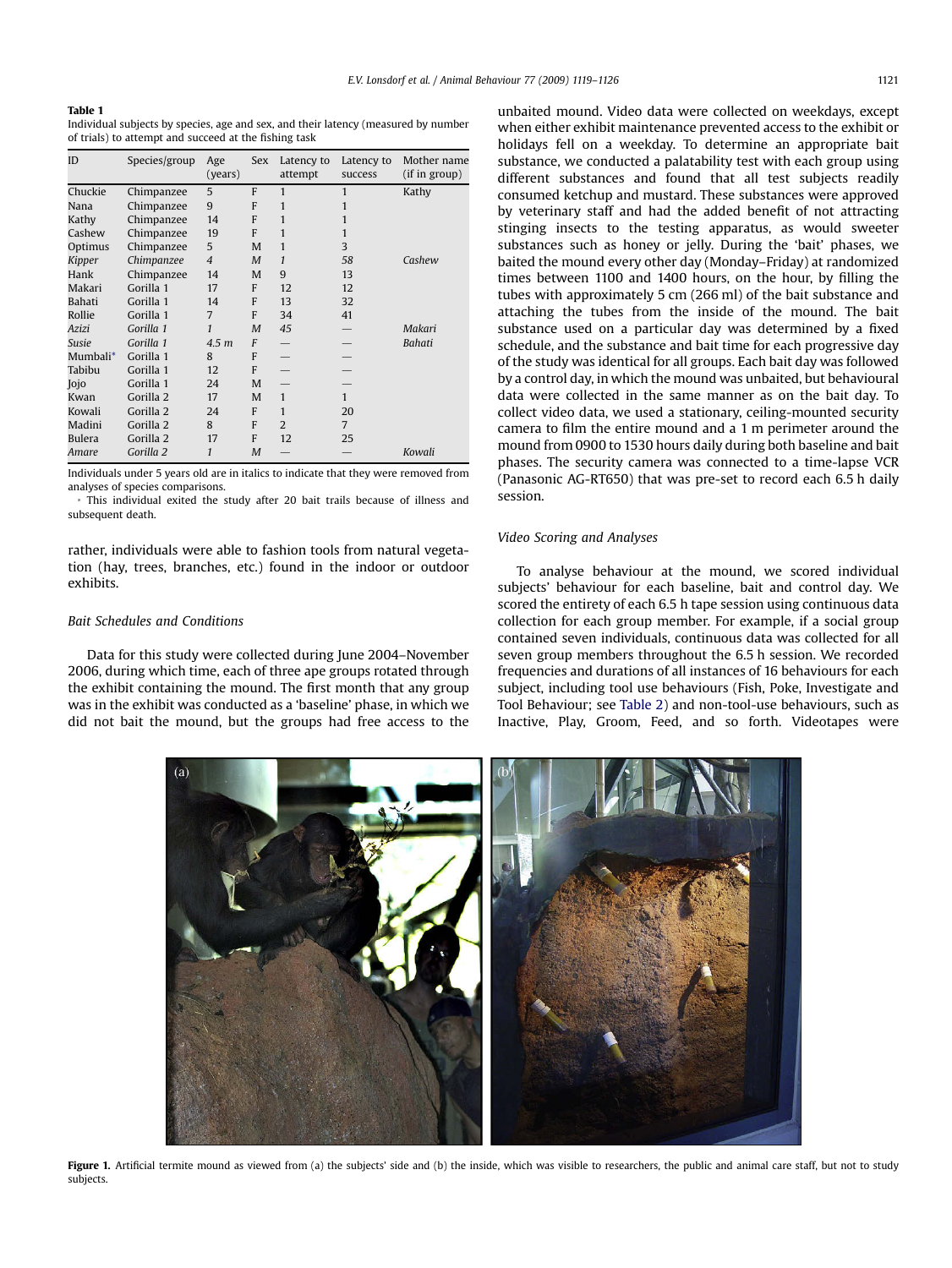**Table 1**
Individual subjects by species, age and sex, and their latency (measured by number of trials) to attempt and succeed at the fishing task

| ID | Species/group | Age (years) | Sex | Latency to attempt | Latency to success | Mother name (if in group) |
|---|---|---|---|---|---|---|
| Chuckie | Chimpanzee | 5 | F | 1 | 1 | Kathy |
| Nana | Chimpanzee | 9 | F | 1 | 1 | |
| Kathy | Chimpanzee | 14 | F | 1 | 1 | |
| Cashew | Chimpanzee | 19 | F | 1 | 1 | |
| Optimus | Chimpanzee | 5 | M | 1 | 3 | |
| *Kipper* | *Chimpanzee* | *4* | *M* | *1* | *58* | *Cashew* |
| Hank | Chimpanzee | 14 | M | 9 | 13 | |
| Makari | Gorilla 1 | 17 | F | 12 | 12 | |
| Bahati | Gorilla 1 | 14 | F | 13 | 32 | |
| Rollie | Gorilla 1 | 7 | F | 34 | 41 | |
| *Azizi* | *Gorilla 1* | *1* | *M* | *45* | — | *Makari* |
| *Susie* | *Gorilla 1* | *4.5 m* | *F* | — | — | *Bahati* |
| Mumbali* | Gorilla 1 | 8 | F | — | — | |
| Tabibu | Gorilla 1 | 12 | F | — | — | |
| Jojo | Gorilla 1 | 24 | M | — | — | |
| Kwan | Gorilla 2 | 17 | M | 1 | 1 | |
| Kowali | Gorilla 2 | 24 | F | 1 | 20 | |
| Madini | Gorilla 2 | 8 | F | 2 | 7 | |
| Bulera | Gorilla 2 | 17 | F | 12 | 25 | |
| *Amare* | *Gorilla 2* | *1* | *M* | — | — | *Kowali* |

Individuals under 5 years old are in italics to indicate that they were removed from analyses of species comparisons.
* This individual exited the study after 20 bait trails because of illness and subsequent death.

rather, individuals were able to fashion tools from natural vegetation (hay, trees, branches, etc.) found in the indoor or outdoor exhibits.

### Bait Schedules and Conditions

Data for this study were collected during June 2004–November 2006, during which time, each of three ape groups rotated through the exhibit containing the mound. The first month that any group was in the exhibit was conducted as a 'baseline' phase, in which we did not bait the mound, but the groups had free access to the unbaited mound. Video data were collected on weekdays, except when either exhibit maintenance prevented access to the exhibit or holidays fell on a weekday. To determine an appropriate bait substance, we conducted a palatability test with each group using different substances and found that all test subjects readily consumed ketchup and mustard. These substances were approved by veterinary staff and had the added benefit of not attracting stinging insects to the testing apparatus, as would sweeter substances such as honey or jelly. During the 'bait' phases, we baited the mound every other day (Monday–Friday) at randomized times between 1100 and 1400 hours, on the hour, by filling the tubes with approximately 5 cm (266 ml) of the bait substance and attaching the tubes from the inside of the mound. The bait substance used on a particular day was determined by a fixed schedule, and the substance and bait time for each progressive day of the study was identical for all groups. Each bait day was followed by a control day, in which the mound was unbaited, but behavioural data were collected in the same manner as on the bait day. To collect video data, we used a stationary, ceiling-mounted security camera to film the entire mound and a 1 m perimeter around the mound from 0900 to 1530 hours daily during both baseline and bait phases. The security camera was connected to a time-lapse VCR (Panasonic AG-RT650) that was pre-set to record each 6.5 h daily session.

### Video Scoring and Analyses

To analyse behaviour at the mound, we scored individual subjects' behaviour for each baseline, bait and control day. We scored the entirety of each 6.5 h tape session using continuous data collection for each group member. For example, if a social group contained seven individuals, continuous data was collected for all seven group members throughout the 6.5 h session. We recorded frequencies and durations of all instances of 16 behaviours for each subject, including tool use behaviours (Fish, Poke, Investigate and Tool Behaviour; see Table 2) and non-tool-use behaviours, such as Inactive, Play, Groom, Feed, and so forth. Videotapes were

(a)

(b)

**Figure 1.** Artificial termite mound as viewed from (a) the subjects' side and (b) the inside, which was visible to researchers, the public and animal care staff, but not to study subjects.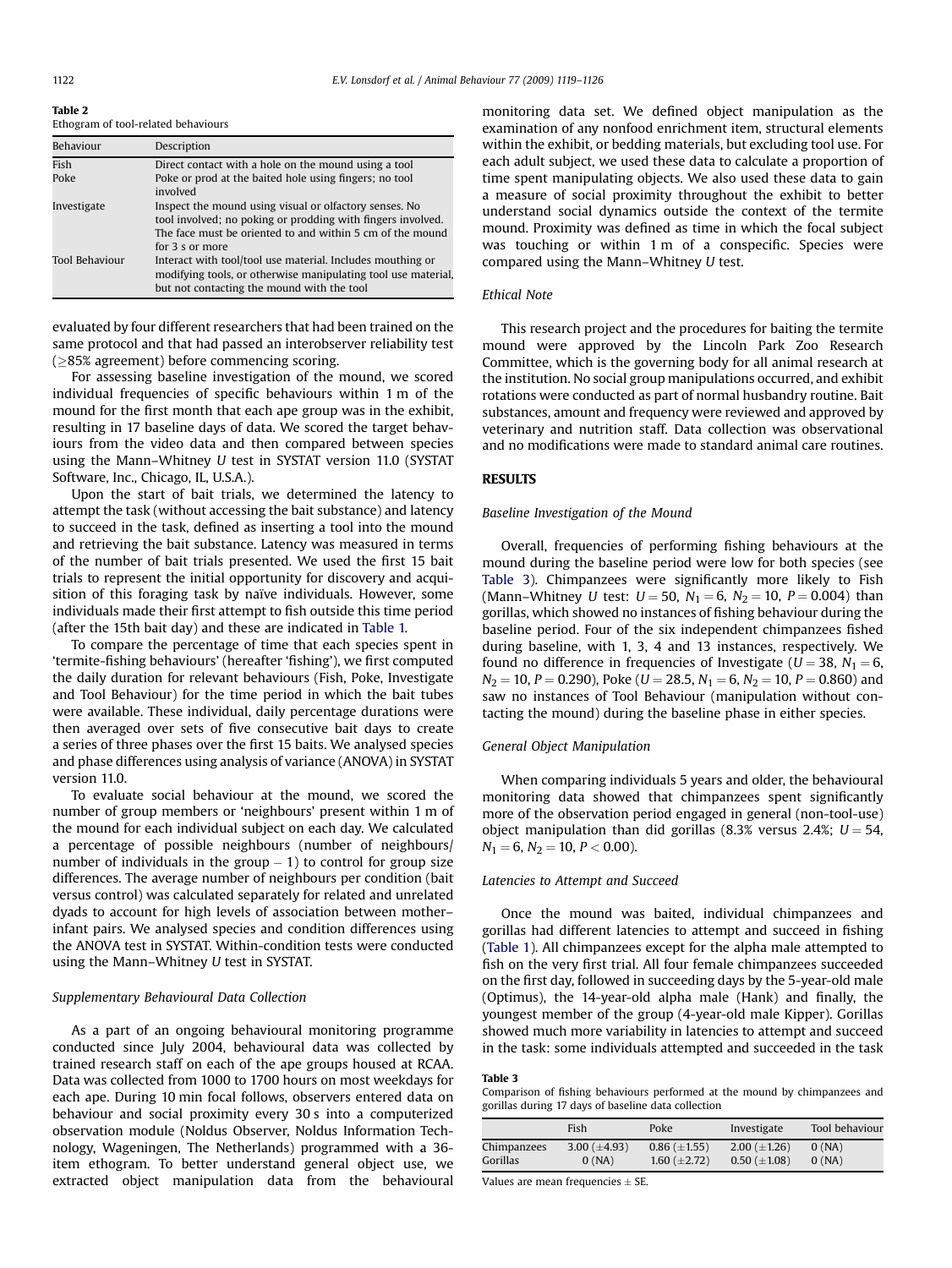**Table 2**
Ethogram of tool-related behaviours

| Behaviour | Description |
|---|---|
| Fish | Direct contact with a hole on the mound using a tool |
| Poke | Poke or prod at the baited hole using fingers; no tool involved |
| Investigate | Inspect the mound using visual or olfactory senses. No tool involved; no poking or prodding with fingers involved. The face must be oriented to and within 5 cm of the mound for 3 s or more |
| Tool Behaviour | Interact with tool/tool use material. Includes mouthing or modifying tools, or otherwise manipulating tool use material, but not contacting the mound with the tool |

evaluated by four different researchers that had been trained on the same protocol and that had passed an interobserver reliability test ($\geq$85% agreement) before commencing scoring.

For assessing baseline investigation of the mound, we scored individual frequencies of specific behaviours within 1 m of the mound for the first month that each ape group was in the exhibit, resulting in 17 baseline days of data. We scored the target behaviours from the video data and then compared between species using the Mann–Whitney $U$ test in SYSTAT version 11.0 (SYSTAT Software, Inc., Chicago, IL, U.S.A.).

Upon the start of bait trials, we determined the latency to attempt the task (without accessing the bait substance) and latency to succeed in the task, defined as inserting a tool into the mound and retrieving the bait substance. Latency was measured in terms of the number of bait trials presented. We used the first 15 bait trials to represent the initial opportunity for discovery and acquisition of this foraging task by naïve individuals. However, some individuals made their first attempt to fish outside this time period (after the 15th bait day) and these are indicated in Table 1.

To compare the percentage of time that each species spent in 'termite-fishing behaviours' (hereafter 'fishing'), we first computed the daily duration for relevant behaviours (Fish, Poke, Investigate and Tool Behaviour) for the time period in which the bait tubes were available. These individual, daily percentage durations were then averaged over sets of five consecutive bait days to create a series of three phases over the first 15 baits. We analysed species and phase differences using analysis of variance (ANOVA) in SYSTAT version 11.0.

To evaluate social behaviour at the mound, we scored the number of group members or 'neighbours' present within 1 m of the mound for each individual subject on each day. We calculated a percentage of possible neighbours (number of neighbours/number of individuals in the group − 1) to control for group size differences. The average number of neighbours per condition (bait versus control) was calculated separately for related and unrelated dyads to account for high levels of association between mother–infant pairs. We analysed species and condition differences using the ANOVA test in SYSTAT. Within-condition tests were conducted using the Mann–Whitney $U$ test in SYSTAT.

### *Supplementary Behavioural Data Collection*

As a part of an ongoing behavioural monitoring programme conducted since July 2004, behavioural data was collected by trained research staff on each of the ape groups housed at RCAA. Data was collected from 1000 to 1700 hours on most weekdays for each ape. During 10 min focal follows, observers entered data on behaviour and social proximity every 30 s into a computerized observation module (Noldus Observer, Noldus Information Technology, Wageningen, The Netherlands) programmed with a 36-item ethogram. To better understand general object use, we extracted object manipulation data from the behavioural monitoring data set. We defined object manipulation as the examination of any nonfood enrichment item, structural elements within the exhibit, or bedding materials, but excluding tool use. For each adult subject, we used these data to calculate a proportion of time spent manipulating objects. We also used these data to gain a measure of social proximity throughout the exhibit to better understand social dynamics outside the context of the termite mound. Proximity was defined as time in which the focal subject was touching or within 1 m of a conspecific. Species were compared using the Mann–Whitney $U$ test.

### *Ethical Note*

This research project and the procedures for baiting the termite mound were approved by the Lincoln Park Zoo Research Committee, which is the governing body for all animal research at the institution. No social group manipulations occurred, and exhibit rotations were conducted as part of normal husbandry routine. Bait substances, amount and frequency were reviewed and approved by veterinary and nutrition staff. Data collection was observational and no modifications were made to standard animal care routines.

## RESULTS

### *Baseline Investigation of the Mound*

Overall, frequencies of performing fishing behaviours at the mound during the baseline period were low for both species (see Table 3). Chimpanzees were significantly more likely to Fish (Mann–Whitney $U$ test: $U = 50$, $N_1 = 6$, $N_2 = 10$, $P = 0.004$) than gorillas, which showed no instances of fishing behaviour during the baseline period. Four of the six independent chimpanzees fished during baseline, with 1, 3, 4 and 13 instances, respectively. We found no difference in frequencies of Investigate ($U = 38$, $N_1 = 6$, $N_2 = 10$, $P = 0.290$), Poke ($U = 28.5$, $N_1 = 6$, $N_2 = 10$, $P = 0.860$) and saw no instances of Tool Behaviour (manipulation without contacting the mound) during the baseline phase in either species.

### *General Object Manipulation*

When comparing individuals 5 years and older, the behavioural monitoring data showed that chimpanzees spent significantly more of the observation period engaged in general (non-tool-use) object manipulation than did gorillas (8.3% versus 2.4%; $U = 54$, $N_1 = 6$, $N_2 = 10$, $P < 0.00$).

### *Latencies to Attempt and Succeed*

Once the mound was baited, individual chimpanzees and gorillas had different latencies to attempt and succeed in fishing (Table 1). All chimpanzees except for the alpha male attempted to fish on the very first trial. All four female chimpanzees succeeded on the first day, followed in succeeding days by the 5-year-old male (Optimus), the 14-year-old alpha male (Hank) and finally, the youngest member of the group (4-year-old male Kipper). Gorillas showed much more variability in latencies to attempt and succeed in the task: some individuals attempted and succeeded in the task

**Table 3**
Comparison of fishing behaviours performed at the mound by chimpanzees and gorillas during 17 days of baseline data collection

| | Fish | Poke | Investigate | Tool behaviour |
|---|---|---|---|---|
| Chimpanzees | 3.00 (±4.93) | 0.86 (±1.55) | 2.00 (±1.26) | 0 (NA) |
| Gorillas | 0 (NA) | 1.60 (±2.72) | 0.50 (±1.08) | 0 (NA) |

Values are mean frequencies ± SE.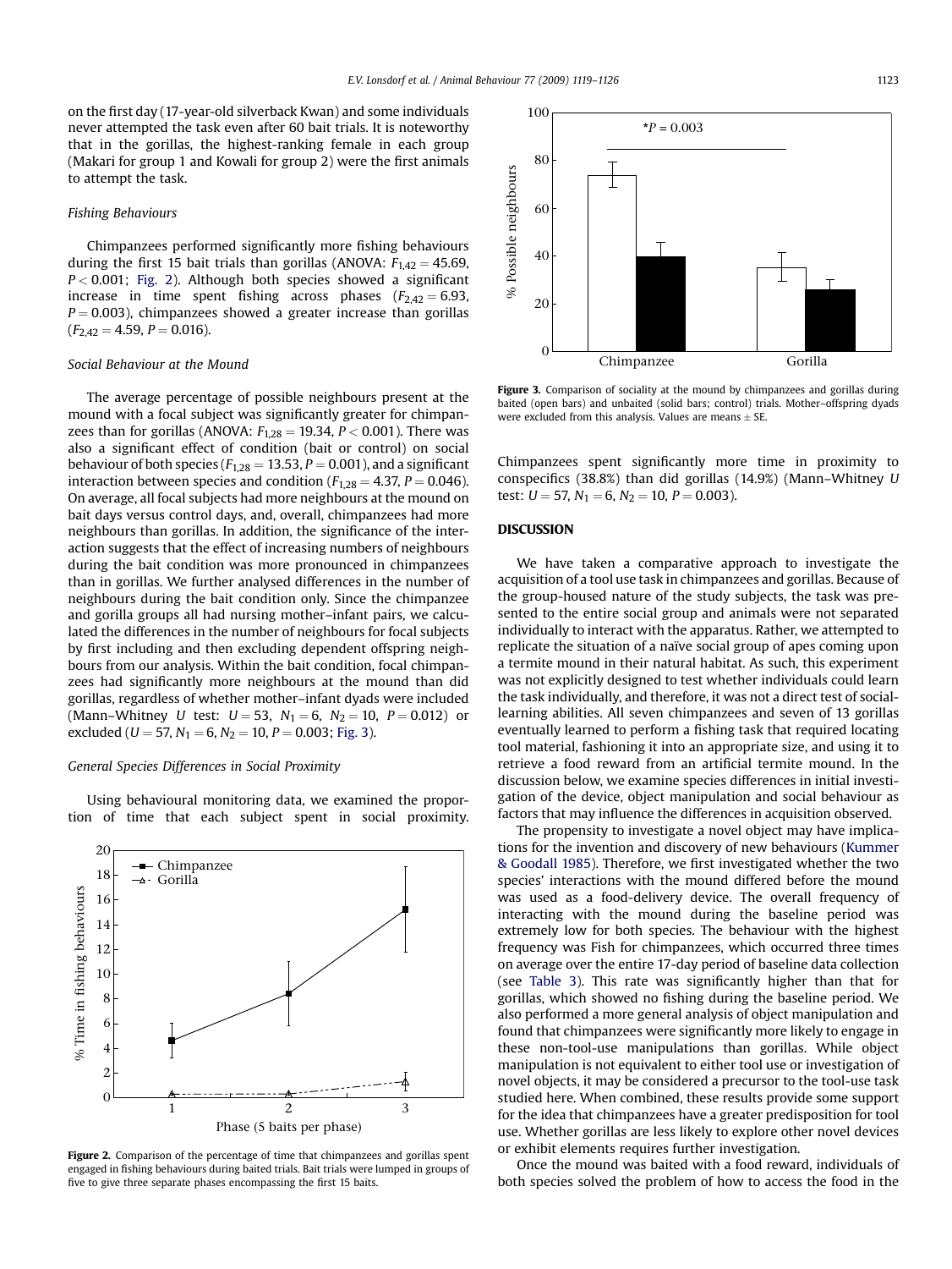on the first day (17-year-old silverback Kwan) and some individuals never attempted the task even after 60 bait trials. It is noteworthy that in the gorillas, the highest-ranking female in each group (Makari for group 1 and Kowali for group 2) were the first animals to attempt the task.

### Fishing Behaviours

Chimpanzees performed significantly more fishing behaviours during the first 15 bait trials than gorillas (ANOVA: $F_{1,42} = 45.69$, $P < 0.001$; Fig. 2). Although both species showed a significant increase in time spent fishing across phases ($F_{2,42} = 6.93$, $P = 0.003$), chimpanzees showed a greater increase than gorillas ($F_{2,42} = 4.59$, $P = 0.016$).

### Social Behaviour at the Mound

The average percentage of possible neighbours present at the mound with a focal subject was significantly greater for chimpanzees than for gorillas (ANOVA: $F_{1,28} = 19.34$, $P < 0.001$). There was also a significant effect of condition (bait or control) on social behaviour of both species ($F_{1,28} = 13.53$, $P = 0.001$), and a significant interaction between species and condition ($F_{1,28} = 4.37$, $P = 0.046$). On average, all focal subjects had more neighbours at the mound on bait days versus control days, and, overall, chimpanzees had more neighbours than gorillas. In addition, the significance of the interaction suggests that the effect of increasing numbers of neighbours during the bait condition was more pronounced in chimpanzees than in gorillas. We further analysed differences in the number of neighbours during the bait condition only. Since the chimpanzee and gorilla groups all had nursing mother–infant pairs, we calculated the differences in the number of neighbours for focal subjects by first including and then excluding dependent offspring neighbours from our analysis. Within the bait condition, focal chimpanzees had significantly more neighbours at the mound than did gorillas, regardless of whether mother–infant dyads were included (Mann–Whitney *U* test: $U = 53$, $N_1 = 6$, $N_2 = 10$, $P = 0.012$) or excluded ($U = 57$, $N_1 = 6$, $N_2 = 10$, $P = 0.003$; Fig. 3).

### General Species Differences in Social Proximity

Using behavioural monitoring data, we examined the proportion of time that each subject spent in social proximity.

Chimpanzee
Gorilla
% Time in fishing behaviours
Phase (5 baits per phase)
0 2 4 6 8 10 12 14 16 18 20
1 2 3

**Figure 2.** Comparison of the percentage of time that chimpanzees and gorillas spent engaged in fishing behaviours during baited trials. Bait trials were lumped in groups of five to give three separate phases encompassing the first 15 baits.

*P = 0.003
% Possible neighbours
0 20 40 60 80 100
Chimpanzee Gorilla

**Figure 3.** Comparison of sociality at the mound by chimpanzees and gorillas during baited (open bars) and unbaited (solid bars; control) trials. Mother–offspring dyads were excluded from this analysis. Values are means ± SE.

Chimpanzees spent significantly more time in proximity to conspecifics (38.8%) than did gorillas (14.9%) (Mann–Whitney *U* test: $U = 57$, $N_1 = 6$, $N_2 = 10$, $P = 0.003$).

## DISCUSSION

We have taken a comparative approach to investigate the acquisition of a tool use task in chimpanzees and gorillas. Because of the group-housed nature of the study subjects, the task was presented to the entire social group and animals were not separated individually to interact with the apparatus. Rather, we attempted to replicate the situation of a naïve social group of apes coming upon a termite mound in their natural habitat. As such, this experiment was not explicitly designed to test whether individuals could learn the task individually, and therefore, it was not a direct test of social-learning abilities. All seven chimpanzees and seven of 13 gorillas eventually learned to perform a fishing task that required locating tool material, fashioning it into an appropriate size, and using it to retrieve a food reward from an artificial termite mound. In the discussion below, we examine species differences in initial investigation of the device, object manipulation and social behaviour as factors that may influence the differences in acquisition observed.

The propensity to investigate a novel object may have implications for the invention and discovery of new behaviours (Kummer & Goodall 1985). Therefore, we first investigated whether the two species' interactions with the mound differed before the mound was used as a food-delivery device. The overall frequency of interacting with the mound during the baseline period was extremely low for both species. The behaviour with the highest frequency was Fish for chimpanzees, which occurred three times on average over the entire 17-day period of baseline data collection (see Table 3). This rate was significantly higher than that for gorillas, which showed no fishing during the baseline period. We also performed a more general analysis of object manipulation and found that chimpanzees were significantly more likely to engage in these non-tool-use manipulations than gorillas. While object manipulation is not equivalent to either tool use or investigation of novel objects, it may be considered a precursor to the tool-use task studied here. When combined, these results provide some support for the idea that chimpanzees have a greater predisposition for tool use. Whether gorillas are less likely to explore other novel devices or exhibit elements requires further investigation.

Once the mound was baited with a food reward, individuals of both species solved the problem of how to access the food in the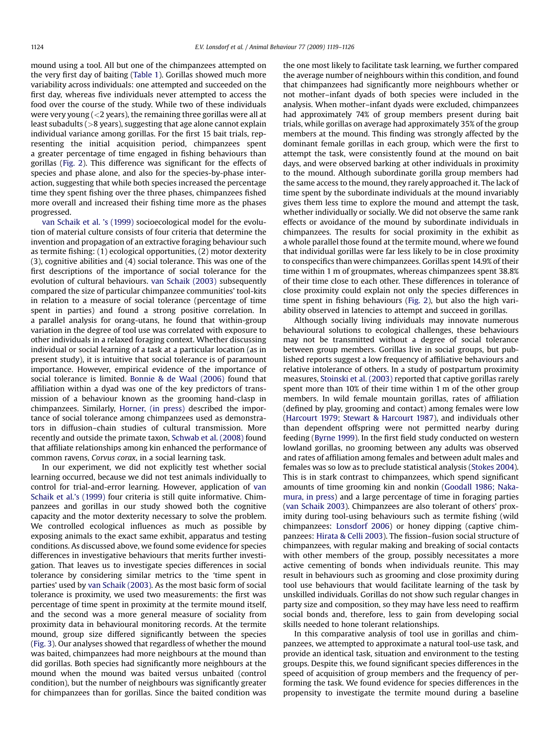mound using a tool. All but one of the chimpanzees attempted on the very first day of baiting (Table 1). Gorillas showed much more variability across individuals: one attempted and succeeded on the first day, whereas five individuals never attempted to access the food over the course of the study. While two of these individuals were very young (<2 years), the remaining three gorillas were all at least subadults (>8 years), suggesting that age alone cannot explain individual variance among gorillas. For the first 15 bait trials, representing the initial acquisition period, chimpanzees spent a greater percentage of time engaged in fishing behaviours than gorillas (Fig. 2). This difference was significant for the effects of species and phase alone, and also for the species-by-phase interaction, suggesting that while both species increased the percentage time they spent fishing over the three phases, chimpanzees fished more overall and increased their fishing time more as the phases progressed.

van Schaik et al. 's (1999) socioecological model for the evolution of material culture consists of four criteria that determine the invention and propagation of an extractive foraging behaviour such as termite fishing: (1) ecological opportunities, (2) motor dexterity (3), cognitive abilities and (4) social tolerance. This was one of the first descriptions of the importance of social tolerance for the evolution of cultural behaviours. van Schaik (2003) subsequently compared the size of particular chimpanzee communities' tool-kits in relation to a measure of social tolerance (percentage of time spent in parties) and found a strong positive correlation. In a parallel analysis for orang-utans, he found that within-group variation in the degree of tool use was correlated with exposure to other individuals in a relaxed foraging context. Whether discussing individual or social learning of a task at a particular location (as in present study), it is intuitive that social tolerance is of paramount importance. However, empirical evidence of the importance of social tolerance is limited. Bonnie & de Waal (2006) found that affiliation within a dyad was one of the key predictors of transmission of a behaviour known as the grooming hand-clasp in chimpanzees. Similarly, Horner, (in press) described the importance of social tolerance among chimpanzees used as demonstrators in diffusion–chain studies of cultural transmission. More recently and outside the primate taxon, Schwab et al. (2008) found that affiliate relationships among kin enhanced the performance of common ravens, *Corvus corax*, in a social learning task.

In our experiment, we did not explicitly test whether social learning occurred, because we did not test animals individually to control for trial-and-error learning. However, application of van Schaik et al.'s (1999) four criteria is still quite informative. Chimpanzees and gorillas in our study showed both the cognitive capacity and the motor dexterity necessary to solve the problem. We controlled ecological influences as much as possible by exposing animals to the exact same exhibit, apparatus and testing conditions. As discussed above, we found some evidence for species differences in investigative behaviours that merits further investigation. That leaves us to investigate species differences in social tolerance by considering similar metrics to the 'time spent in parties' used by van Schaik (2003). As the most basic form of social tolerance is proximity, we used two measurements: the first was percentage of time spent in proximity at the termite mound itself, and the second was a more general measure of sociality from proximity data in behavioural monitoring records. At the termite mound, group size differed significantly between the species (Fig. 3). Our analyses showed that regardless of whether the mound was baited, chimpanzees had more neighbours at the mound than did gorillas. Both species had significantly more neighbours at the mound when the mound was baited versus unbaited (control condition), but the number of neighbours was significantly greater for chimpanzees than for gorillas. Since the baited condition was the one most likely to facilitate task learning, we further compared the average number of neighbours within this condition, and found that chimpanzees had significantly more neighbours whether or not mother–infant dyads of both species were included in the analysis. When mother–infant dyads were excluded, chimpanzees had approximately 74% of group members present during bait trials, while gorillas on average had approximately 35% of the group members at the mound. This finding was strongly affected by the dominant female gorillas in each group, which were the first to attempt the task, were consistently found at the mound on bait days, and were observed barking at other individuals in proximity to the mound. Although subordinate gorilla group members had the same access to the mound, they rarely approached it. The lack of time spent by the subordinate individuals at the mound invariably gives them less time to explore the mound and attempt the task, whether individually or socially. We did not observe the same rank effects or avoidance of the mound by subordinate individuals in chimpanzees. The results for social proximity in the exhibit as a whole parallel those found at the termite mound, where we found that individual gorillas were far less likely to be in close proximity to conspecifics than were chimpanzees. Gorillas spent 14.9% of their time within 1 m of groupmates, whereas chimpanzees spent 38.8% of their time close to each other. These differences in tolerance of close proximity could explain not only the species differences in time spent in fishing behaviours (Fig. 2), but also the high variability observed in latencies to attempt and succeed in gorillas.

Although socially living individuals may innovate numerous behavioural solutions to ecological challenges, these behaviours may not be transmitted without a degree of social tolerance between group members. Gorillas live in social groups, but published reports suggest a low frequency of affiliative behaviours and relative intolerance of others. In a study of postpartum proximity measures, Stoinski et al. (2003) reported that captive gorillas rarely spent more than 10% of their time within 1 m of the other group members. In wild female mountain gorillas, rates of affiliation (defined by play, grooming and contact) among females were low (Harcourt 1979; Stewart & Harcourt 1987), and individuals other than dependent offspring were not permitted nearby during feeding (Byrne 1999). In the first field study conducted on western lowland gorillas, no grooming between any adults was observed and rates of affiliation among females and between adult males and females was so low as to preclude statistical analysis (Stokes 2004). This is in stark contrast to chimpanzees, which spend significant amounts of time grooming kin and nonkin (Goodall 1986; Nakamura, in press) and a large percentage of time in foraging parties (van Schaik 2003). Chimpanzees are also tolerant of others' proximity during tool-using behaviours such as termite fishing (wild chimpanzees: Lonsdorf 2006) or honey dipping (captive chimpanzees: Hirata & Celli 2003). The fission–fusion social structure of chimpanzees, with regular making and breaking of social contacts with other members of the group, possibly necessitates a more active cementing of bonds when individuals reunite. This may result in behaviours such as grooming and close proximity during tool use behaviours that would facilitate learning of the task by unskilled individuals. Gorillas do not show such regular changes in party size and composition, so they may have less need to reaffirm social bonds and, therefore, less to gain from developing social skills needed to hone tolerant relationships.

In this comparative analysis of tool use in gorillas and chimpanzees, we attempted to approximate a natural tool-use task, and provide an identical task, situation and environment to the testing groups. Despite this, we found significant species differences in the speed of acquisition of group members and the frequency of performing the task. We found evidence for species differences in the propensity to investigate the termite mound during a baseline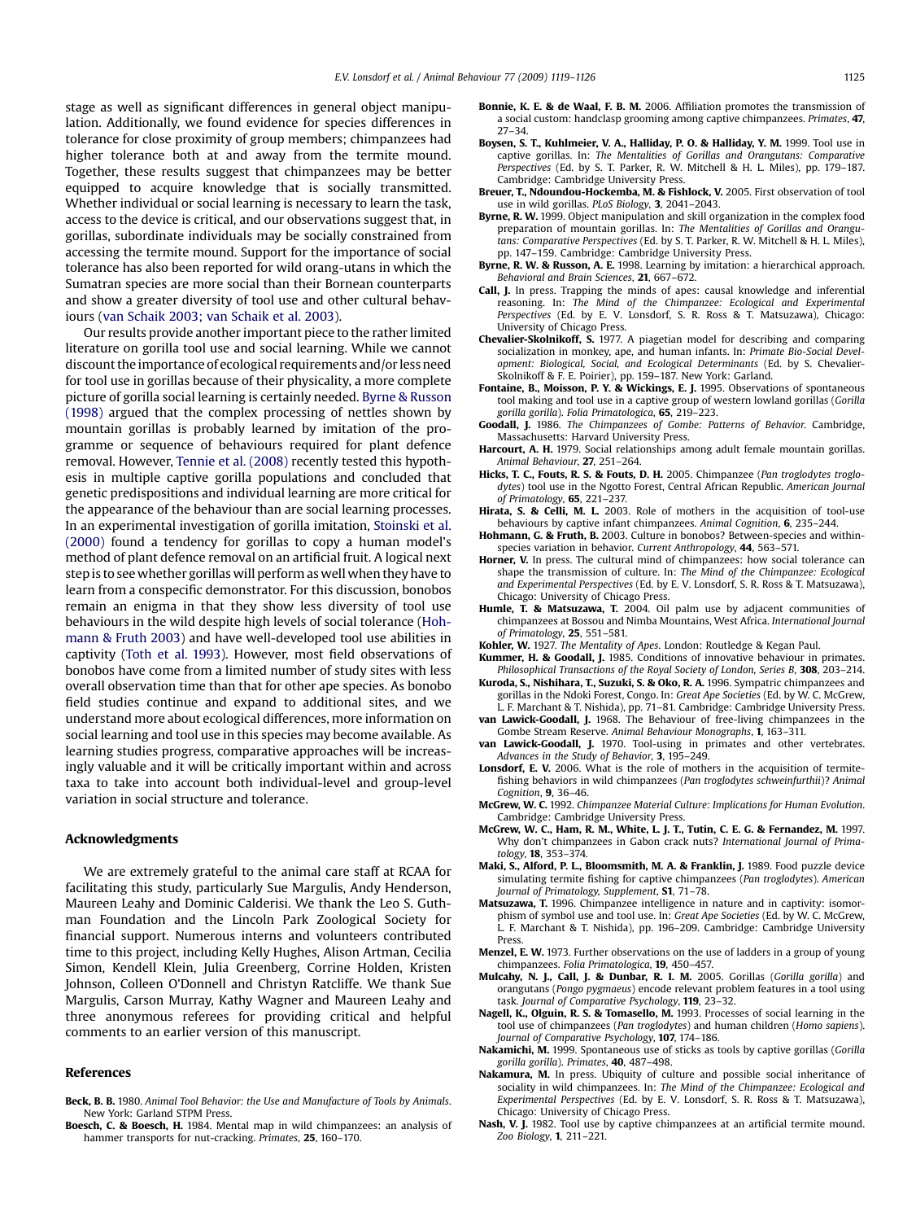stage as well as significant differences in general object manipulation. Additionally, we found evidence for species differences in tolerance for close proximity of group members; chimpanzees had higher tolerance both at and away from the termite mound. Together, these results suggest that chimpanzees may be better equipped to acquire knowledge that is socially transmitted. Whether individual or social learning is necessary to learn the task, access to the device is critical, and our observations suggest that, in gorillas, subordinate individuals may be socially constrained from accessing the termite mound. Support for the importance of social tolerance has also been reported for wild orang-utans in which the Sumatran species are more social than their Bornean counterparts and show a greater diversity of tool use and other cultural behaviours (van Schaik 2003; van Schaik et al. 2003).

Our results provide another important piece to the rather limited literature on gorilla tool use and social learning. While we cannot discount the importance of ecological requirements and/or less need for tool use in gorillas because of their physicality, a more complete picture of gorilla social learning is certainly needed. Byrne & Russon (1998) argued that the complex processing of nettles shown by mountain gorillas is probably learned by imitation of the programme or sequence of behaviours required for plant defence removal. However, Tennie et al. (2008) recently tested this hypothesis in multiple captive gorilla populations and concluded that genetic predispositions and individual learning are more critical for the appearance of the behaviour than are social learning processes. In an experimental investigation of gorilla imitation, Stoinski et al. (2000) found a tendency for gorillas to copy a human model's method of plant defence removal on an artificial fruit. A logical next step is to see whether gorillas will perform as well when they have to learn from a conspecific demonstrator. For this discussion, bonobos remain an enigma in that they show less diversity of tool use behaviours in the wild despite high levels of social tolerance (Hohmann & Fruth 2003) and have well-developed tool use abilities in captivity (Toth et al. 1993). However, most field observations of bonobos have come from a limited number of study sites with less overall observation time than that for other ape species. As bonobo field studies continue and expand to additional sites, and we understand more about ecological differences, more information on social learning and tool use in this species may become available. As learning studies progress, comparative approaches will be increasingly valuable and it will be critically important within and across taxa to take into account both individual-level and group-level variation in social structure and tolerance.

## Acknowledgments

We are extremely grateful to the animal care staff at RCAA for facilitating this study, particularly Sue Margulis, Andy Henderson, Maureen Leahy and Dominic Calderisi. We thank the Leo S. Guthman Foundation and the Lincoln Park Zoological Society for financial support. Numerous interns and volunteers contributed time to this project, including Kelly Hughes, Alison Artman, Cecilia Simon, Kendell Klein, Julia Greenberg, Corrine Holden, Kristen Johnson, Colleen O'Donnell and Christyn Ratcliffe. We thank Sue Margulis, Carson Murray, Kathy Wagner and Maureen Leahy and three anonymous referees for providing critical and helpful comments to an earlier version of this manuscript.

## References

**Beck, B. B.** 1980. *Animal Tool Behavior: the Use and Manufacture of Tools by Animals*. New York: Garland STPM Press.

**Boesch, C. & Boesch, H.** 1984. Mental map in wild chimpanzees: an analysis of hammer transports for nut-cracking. *Primates*, **25**, 160–170.

**Bonnie, K. E. & de Waal, F. B. M.** 2006. Affiliation promotes the transmission of a social custom: handclasp grooming among captive chimpanzees. *Primates*, **47**, 27–34.

**Boysen, S. T., Kuhlmeier, V. A., Halliday, P. O. & Halliday, Y. M.** 1999. Tool use in captive gorillas. In: *The Mentalities of Gorillas and Orangutans: Comparative Perspectives* (Ed. by S. T. Parker, R. W. Mitchell & H. L. Miles), pp. 179–187. Cambridge: Cambridge University Press.

**Breuer, T., Ndoundou-Hockemba, M. & Fishlock, V.** 2005. First observation of tool use in wild gorillas. *PLoS Biology*, **3**, 2041–2043.

**Byrne, R. W.** 1999. Object manipulation and skill organization in the complex food preparation of mountain gorillas. In: *The Mentalities of Gorillas and Orangutans: Comparative Perspectives* (Ed. by S. T. Parker, R. W Mitchell & H. L. Miles), pp. 147–159. Cambridge: Cambridge University Press.

**Byrne, R. W. & Russon, A. E.** 1998. Learning by imitation: a hierarchical approach. *Behavioral and Brain Sciences*, **21**, 667–672.

**Call, J.** In press. Trapping the minds of apes: causal knowledge and inferential reasoning. In: *The Mind of the Chimpanzee: Ecological and Experimental Perspectives* (Ed. by E. V. Lonsdorf, S. R. Ross & T. Matsuzawa), Chicago: University of Chicago Press.

**Chevalier-Skolnikoff, S.** 1977. A piagetian model for describing and comparing socialization in monkey, ape, and human infants. In: *Primate Bio-Social Development: Biological, Social, and Ecological Determinants* (Ed. by S. Chevalier-Skolnikoff & F. E. Poirier), pp. 159–187. New York: Garland.

**Fontaine, B., Moisson, P. Y. & Wickings, E. J.** 1995. Observations of spontaneous tool making and tool use in a captive group of western lowland gorillas (*Gorilla gorilla gorilla*). *Folia Primatologica*, **65**, 219–223.

**Goodall, J.** 1986. *The Chimpanzees of Gombe: Patterns of Behavior.* Cambridge, Massachusetts: Harvard University Press.

**Harcourt, A. H.** 1979. Social relationships among adult female mountain gorillas. *Animal Behaviour*, **27**, 251–264.

**Hicks, T. C., Fouts, R. S. & Fouts, D. H.** 2005. Chimpanzee (*Pan troglodytes troglodytes*) tool use in the Ngotto Forest, Central African Republic. *American Journal of Primatology*, **65**, 221–237.

**Hirata, S. & Celli, M. L.** 2003. Role of mothers in the acquisition of tool-use behaviours by captive infant chimpanzees. *Animal Cognition*, **6**, 235–244.

**Hohmann, G. & Fruth, B.** 2003. Culture in bonobos? Between-species and within-species variation in behavior. *Current Anthropology*, **44**, 563–571.

**Horner, V.** In press. The cultural mind of chimpanzees: how social tolerance can shape the transmission of culture. In: *The Mind of the Chimpanzee: Ecological and Experimental Perspectives* (Ed. by E. V. Lonsdorf, S. R. Ross & T. Matsuzawa), Chicago: University of Chicago Press.

**Humle, T. & Matsuzawa, T.** 2004. Oil palm use by adjacent communities of chimpanzees at Bossou and Nimba Mountains, West Africa. *International Journal of Primatology*, **25**, 551–581.

**Kohler, W.** 1927. *The Mentality of Apes*. London: Routledge & Kegan Paul.

**Kummer, H. & Goodall, J.** 1985. Conditions of innovative behaviour in primates. *Philosophical Transactions of the Royal Society of London, Series B*, **308**, 203–214.

**Kuroda, S., Nishihara, T., Suzuki, S. & Oko, R. A.** 1996. Sympatric chimpanzees and gorillas in the Ndoki Forest, Congo. In: *Great Ape Societies* (Ed. by W. C. McGrew, L. F. Marchant & T. Nishida), pp. 71–81. Cambridge: Cambridge University Press.

**van Lawick-Goodall, J.** 1968. The Behaviour of free-living chimpanzees in the Gombe Stream Reserve. *Animal Behaviour Monographs*, **1**, 163–311.

**van Lawick-Goodall, J.** 1970. Tool-using in primates and other vertebrates. *Advances in the Study of Behavior*, **3**, 195–249.

**Lonsdorf, E. V.** 2006. What is the role of mothers in the acquisition of termite-fishing behaviors in wild chimpanzees (*Pan troglodytes schweinfurthii*)? *Animal Cognition*, **9**, 36–46.

**McGrew, W. C.** 1992. *Chimpanzee Material Culture: Implications for Human Evolution*. Cambridge: Cambridge University Press.

**McGrew, W. C., Ham, R. M., White, L. J. T., Tutin, C. E. G. & Fernandez, M.** 1997. Why don't chimpanzees in Gabon crack nuts? *International Journal of Primatology*, **18**, 353–374.

**Maki, S., Alford, P. L., Bloomsmith, M. A. & Franklin, J.** 1989. Food puzzle device simulating termite fishing for captive chimpanzees (*Pan troglodytes*). *American Journal of Primatology, Supplement*, **S1**, 71–78.

**Matsuzawa, T.** 1996. Chimpanzee intelligence in nature and in captivity: isomorphism of symbol use and tool use. In: *Great Ape Societies* (Ed. by W. C. McGrew, L. F. Marchant & T. Nishida), pp. 196–209. Cambridge: Cambridge University Press.

**Menzel, E. W.** 1973. Further observations on the use of ladders in a group of young chimpanzees. *Folia Primatologica*, **19**, 450–457.

**Mulcahy, N. J., Call, J. & Dunbar, R. I. M.** 2005. Gorillas (*Gorilla gorilla*) and orangutans (*Pongo pygmaeus*) encode relevant problem features in a tool using task. *Journal of Comparative Psychology*, **119**, 23–32.

**Nagell, K., Olguin, R. S. & Tomasello, M.** 1993. Processes of social learning in the tool use of chimpanzees (*Pan troglodytes*) and human children (*Homo sapiens*). *Journal of Comparative Psychology*, **107**, 174–186.

**Nakamichi, M.** 1999. Spontaneous use of sticks as tools by captive gorillas (*Gorilla gorilla gorilla*). *Primates*, **40**, 487–498.

**Nakamura, M.** In press. Ubiquity of culture and possible social inheritance of sociality in wild chimpanzees. In: *The Mind of the Chimpanzee: Ecological and Experimental Perspectives* (Ed. by E. V. Lonsdorf, S. R. Ross & T. Matsuzawa), Chicago: University of Chicago Press.

**Nash, V. J.** 1982. Tool use by captive chimpanzees at an artificial termite mound. *Zoo Biology*, **1**, 211–221.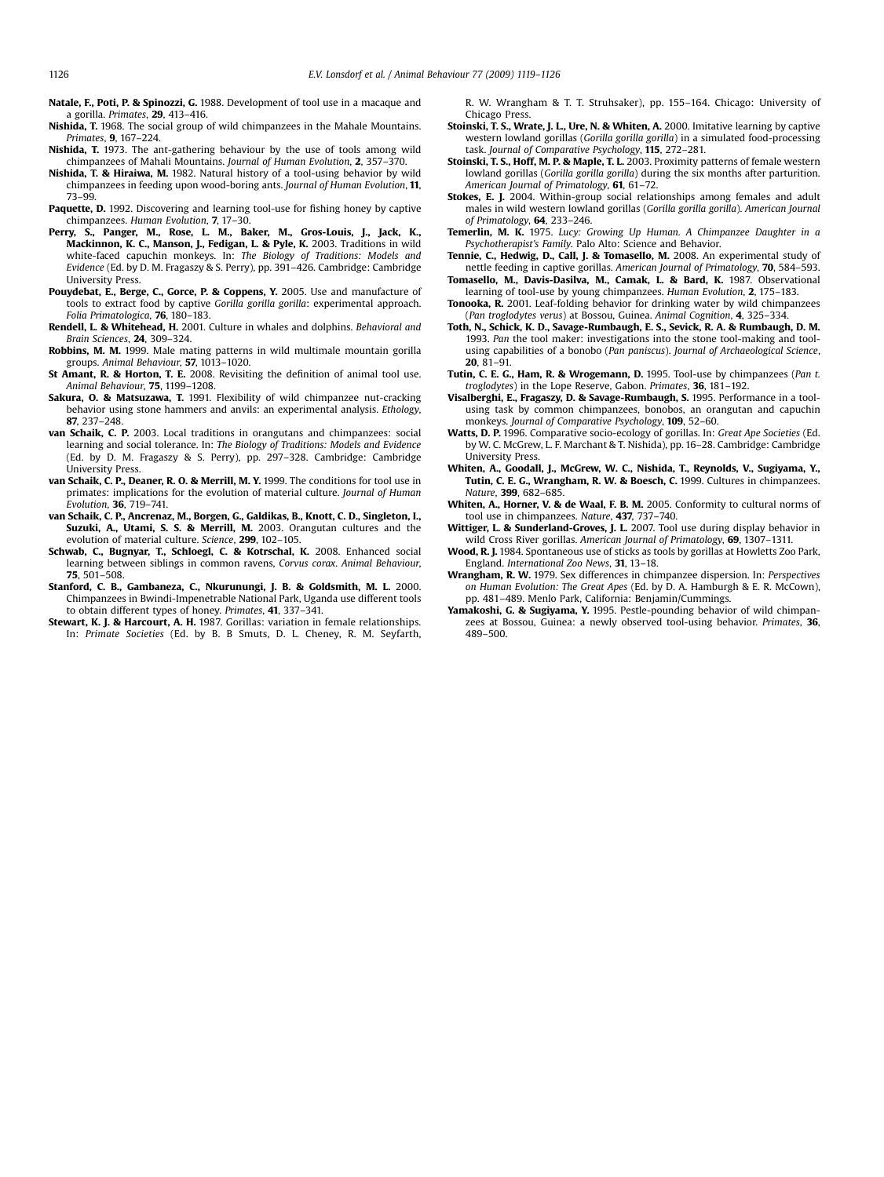**Natale, F., Poti, P. & Spinozzi, G.** 1988. Development of tool use in a macaque and a gorilla. *Primates*, **29**, 413–416.

**Nishida, T.** 1968. The social group of wild chimpanzees in the Mahale Mountains. *Primates*, **9**, 167–224.

**Nishida, T.** 1973. The ant-gathering behaviour by the use of tools among wild chimpanzees of Mahali Mountains. *Journal of Human Evolution*, **2**, 357–370.

**Nishida, T. & Hiraiwa, M.** 1982. Natural history of a tool-using behavior by wild chimpanzees in feeding upon wood-boring ants. *Journal of Human Evolution*, **11**, 73–99.

**Paquette, D.** 1992. Discovering and learning tool-use for fishing honey by captive chimpanzees. *Human Evolution*, **7**, 17–30.

**Perry, S., Panger, M., Rose, L. M., Baker, M., Gros-Louis, J., Jack, K., Mackinnon, K. C., Manson, J., Fedigan, L. & Pyle, K.** 2003. Traditions in wild white-faced capuchin monkeys. In: *The Biology of Traditions: Models and Evidence* (Ed. by D. M. Fragaszy & S. Perry), pp. 391–426. Cambridge: Cambridge University Press.

**Pouydebat, E., Berge, C., Gorce, P. & Coppens, Y.** 2005. Use and manufacture of tools to extract food by captive *Gorilla gorilla gorilla*: experimental approach. *Folia Primatologica*, **76**, 180–183.

**Rendell, L. & Whitehead, H.** 2001. Culture in whales and dolphins. *Behavioral and Brain Sciences*, **24**, 309–324.

**Robbins, M. M.** 1999. Male mating patterns in wild multimale mountain gorilla groups. *Animal Behaviour*, **57**, 1013–1020.

**St Amant, R. & Horton, T. E.** 2008. Revisiting the definition of animal tool use. *Animal Behaviour*, **75**, 1199–1208.

**Sakura, O. & Matsuzawa, T.** 1991. Flexibility of wild chimpanzee nut-cracking behavior using stone hammers and anvils: an experimental analysis. *Ethology*, **87**, 237–248.

**van Schaik, C. P.** 2003. Local traditions in orangutans and chimpanzees: social learning and social tolerance. In: *The Biology of Traditions: Models and Evidence* (Ed. by D. M. Fragaszy & S. Perry), pp. 297–328. Cambridge: Cambridge University Press.

**van Schaik, C. P., Deaner, R. O. & Merrill, M. Y.** 1999. The conditions for tool use in primates: implications for the evolution of material culture. *Journal of Human Evolution*, **36**, 719–741.

**van Schaik, C. P., Ancrenaz, M., Borgen, G., Galdikas, B., Knott, C. D., Singleton, I., Suzuki, A., Utami, S. S. & Merrill, M.** 2003. Orangutan cultures and the evolution of material culture. *Science*, **299**, 102–105.

**Schwab, C., Bugnyar, T., Schloegl, C. & Kotrschal, K.** 2008. Enhanced social learning between siblings in common ravens, *Corvus corax*. *Animal Behaviour*, **75**, 501–508.

**Stanford, C. B., Gambaneza, C., Nkurunungi, J. B. & Goldsmith, M. L.** 2000. Chimpanzees in Bwindi-Impenetrable National Park, Uganda use different tools to obtain different types of honey. *Primates*, **41**, 337–341.

**Stewart, K. J. & Harcourt, A. H.** 1987. Gorillas: variation in female relationships. In: *Primate Societies* (Ed. by B. B Smuts, D. L. Cheney, R. M. Seyfarth, R. W. Wrangham & T. T. Struhsaker), pp. 155–164. Chicago: University of Chicago Press.

**Stoinski, T. S., Wrate, J. L., Ure, N. & Whiten, A.** 2000. Imitative learning by captive western lowland gorillas (*Gorilla gorilla gorilla*) in a simulated food-processing task. *Journal of Comparative Psychology*, **115**, 272–281.

**Stoinski, T. S., Hoff, M. P. & Maple, T. L.** 2003. Proximity patterns of female western lowland gorillas (*Gorilla gorilla gorilla*) during the six months after parturition. *American Journal of Primatology*, **61**, 61–72.

**Stokes, E. J.** 2004. Within-group social relationships among females and adult males in wild western lowland gorillas (*Gorilla gorilla gorilla*). *American Journal of Primatology*, **64**, 233–246.

**Temerlin, M. K.** 1975. *Lucy: Growing Up Human. A Chimpanzee Daughter in a Psychotherapist's Family*. Palo Alto: Science and Behavior.

**Tennie, C., Hedwig, D., Call, J. & Tomasello, M.** 2008. An experimental study of nettle feeding in captive gorillas. *American Journal of Primatology*, **70**, 584–593.

**Tomasello, M., Davis-Dasilva, M., Camak, L. & Bard, K.** 1987. Observational learning of tool-use by young chimpanzees. *Human Evolution*, **2**, 175–183.

**Tonooka, R.** 2001. Leaf-folding behavior for drinking water by wild chimpanzees (*Pan troglodytes verus*) at Bossou, Guinea. *Animal Cognition*, **4**, 325–334.

**Toth, N., Schick, K. D., Savage-Rumbaugh, E. S., Sevick, R. A. & Rumbaugh, D. M.** 1993. *Pan* the tool maker: investigations into the stone tool-making and tool-using capabilities of a bonobo (*Pan paniscus*). *Journal of Archaeological Science*, **20**, 81–91.

**Tutin, C. E. G., Ham, R. & Wrogemann, D.** 1995. Tool-use by chimpanzees (*Pan t. troglodytes*) in the Lope Reserve, Gabon. *Primates*, **36**, 181–192.

**Visalberghi, E., Fragaszy, D. & Savage-Rumbaugh, S.** 1995. Performance in a tool-using task by common chimpanzees, bonobos, an orangutan and capuchin monkeys. *Journal of Comparative Psychology*, **109**, 52–60.

**Watts, D. P.** 1996. Comparative socio-ecology of gorillas. In: *Great Ape Societies* (Ed. by W. C. McGrew, L. F. Marchant & T. Nishida), pp. 16–28. Cambridge: Cambridge University Press.

**Whiten, A., Goodall, J., McGrew, W. C., Nishida, T., Reynolds, V., Sugiyama, Y., Tutin, C. E. G., Wrangham, R. W. & Boesch, C.** 1999. Cultures in chimpanzees. *Nature*, **399**, 682–685.

**Whiten, A., Horner, V. & de Waal, F. B. M.** 2005. Conformity to cultural norms of tool use in chimpanzees. *Nature*, **437**, 737–740.

**Wittiger, L. & Sunderland-Groves, J. L.** 2007. Tool use during display behavior in wild Cross River gorillas. *American Journal of Primatology*, **69**, 1307–1311.

**Wood, R. J.** 1984. Spontaneous use of sticks as tools by gorillas at Howletts Zoo Park, England. *International Zoo News*, **31**, 13–18.

**Wrangham, R. W.** 1979. Sex differences in chimpanzee dispersion. In: *Perspectives on Human Evolution: The Great Apes* (Ed. by D. A. Hamburgh & E. R. McCown), pp. 481–489. Menlo Park, California: Benjamin/Cummings.

**Yamakoshi, G. & Sugiyama, Y.** 1995. Pestle-pounding behavior of wild chimpanzees at Bossou, Guinea: a newly observed tool-using behavior. *Primates*, **36**, 489–500.